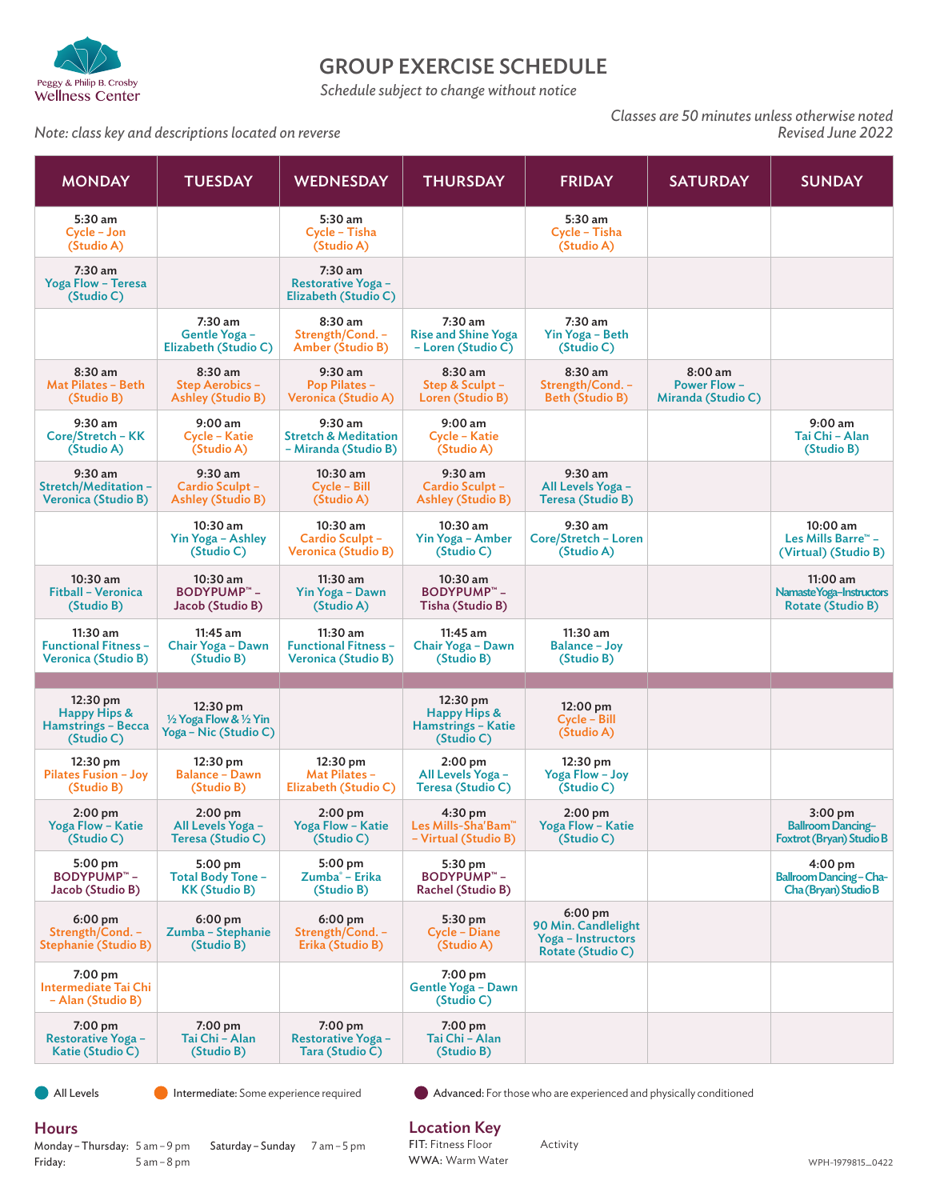Peggy & Philip B. Crosby Wellness Center

# GROUP EXERCISE SCHEDULE

*Schedule subject to change without notice*

*Note: class key and descriptions located on reverse*

*Classes are 50 minutes unless otherwise noted*
*Revised June 2022*

| MONDAY | TUESDAY | WEDNESDAY | THURSDAY | FRIDAY | SATURDAY | SUNDAY |
|---|---|---|---|---|---|---|
| 5:30 am Cycle – Jon (Studio A) | | 5:30 am Cycle – Tisha (Studio A) | | 5:30 am Cycle – Tisha (Studio A) | | |
| 7:30 am Yoga Flow – Teresa (Studio C) | | 7:30 am Restorative Yoga – Elizabeth (Studio C) | | | | |
| | 7:30 am Gentle Yoga – Elizabeth (Studio C) | 8:30 am Strength/Cond. – Amber (Studio B) | 7:30 am Rise and Shine Yoga – Loren (Studio C) | 7:30 am Yin Yoga – Beth (Studio C) | | |
| 8:30 am Mat Pilates – Beth (Studio B) | 8:30 am Step Aerobics – Ashley (Studio B) | 9:30 am Pop Pilates – Veronica (Studio A) | 8:30 am Step & Sculpt – Loren (Studio B) | 8:30 am Strength/Cond. – Beth (Studio B) | 8:00 am Power Flow – Miranda (Studio C) | |
| 9:30 am Core/Stretch – KK (Studio A) | 9:00 am Cycle – Katie (Studio A) | 9:30 am Stretch & Meditation – Miranda (Studio B) | 9:00 am Cycle – Katie (Studio A) | | | 9:00 am Tai Chi – Alan (Studio B) |
| 9:30 am Stretch/Meditation – Veronica (Studio B) | 9:30 am Cardio Sculpt – Ashley (Studio B) | 10:30 am Cycle – Bill (Studio A) | 9:30 am Cardio Sculpt – Ashley (Studio B) | 9:30 am All Levels Yoga – Teresa (Studio B) | | |
| | 10:30 am Yin Yoga – Ashley (Studio C) | 10:30 am Cardio Sculpt – Veronica (Studio B) | 10:30 am Yin Yoga – Amber (Studio C) | 9:30 am Core/Stretch – Loren (Studio A) | | 10:00 am Les Mills Barre™ – (Virtual) (Studio B) |
| 10:30 am Fitball – Veronica (Studio B) | 10:30 am BODYPUMP™ – Jacob (Studio B) | 11:30 am Yin Yoga – Dawn (Studio A) | 10:30 am BODYPUMP™ – Tisha (Studio B) | | | 11:00 am Namaste Yoga–Instructors Rotate (Studio B) |
| 11:30 am Functional Fitness – Veronica (Studio B) | 11:45 am Chair Yoga – Dawn (Studio B) | 11:30 am Functional Fitness – Veronica (Studio B) | 11:45 am Chair Yoga – Dawn (Studio B) | 11:30 am Balance – Joy (Studio B) | | |
| | | | | | | |
| 12:30 pm Happy Hips & Hamstrings – Becca (Studio C) | 12:30 pm ½ Yoga Flow & ½ Yin Yoga – Nic (Studio C) | | 12:30 pm Happy Hips & Hamstrings – Katie (Studio C) | 12:00 pm Cycle – Bill (Studio A) | | |
| 12:30 pm Pilates Fusion – Joy (Studio B) | 12:30 pm Balance – Dawn (Studio B) | 12:30 pm Mat Pilates – Elizabeth (Studio C) | 2:00 pm All Levels Yoga – Teresa (Studio C) | 12:30 pm Yoga Flow – Joy (Studio C) | | |
| 2:00 pm Yoga Flow – Katie (Studio C) | 2:00 pm All Levels Yoga – Teresa (Studio C) | 2:00 pm Yoga Flow – Katie (Studio C) | 4:30 pm Les Mills-Sha'Bam™ – Virtual (Studio B) | 2:00 pm Yoga Flow – Katie (Studio C) | | 3:00 pm Ballroom Dancing– Foxtrot (Bryan) Studio B |
| 5:00 pm BODYPUMP™ – Jacob (Studio B) | 5:00 pm Total Body Tone – KK (Studio B) | 5:00 pm Zumba® – Erika (Studio B) | 5:30 pm BODYPUMP™ – Rachel (Studio B) | | | 4:00 pm Ballroom Dancing – Cha-Cha (Bryan) Studio B |
| 6:00 pm Strength/Cond. – Stephanie (Studio B) | 6:00 pm Zumba – Stephanie (Studio B) | 6:00 pm Strength/Cond. – Erika (Studio B) | 5:30 pm Cycle – Diane (Studio A) | 6:00 pm 90 Min. Candlelight Yoga – Instructors Rotate (Studio C) | | |
| 7:00 pm Intermediate Tai Chi – Alan (Studio B) | | | 7:00 pm Gentle Yoga – Dawn (Studio C) | | | |
| 7:00 pm Restorative Yoga – Katie (Studio C) | 7:00 pm Tai Chi – Alan (Studio B) | 7:00 pm Restorative Yoga – Tara (Studio C) | 7:00 pm Tai Chi – Alan (Studio B) | | | |

All Levels | **Intermediate:** Some experience required | **Advanced:** For those who are experienced and physically conditioned

## Hours

Monday – Thursday: 5 am – 9 pm
Friday: 5 am – 8 pm
Saturday – Sunday: 7 am – 5 pm

## Location Key

FIT: Fitness Floor
WWA: Warm Water Activity

WPH-1979815_0422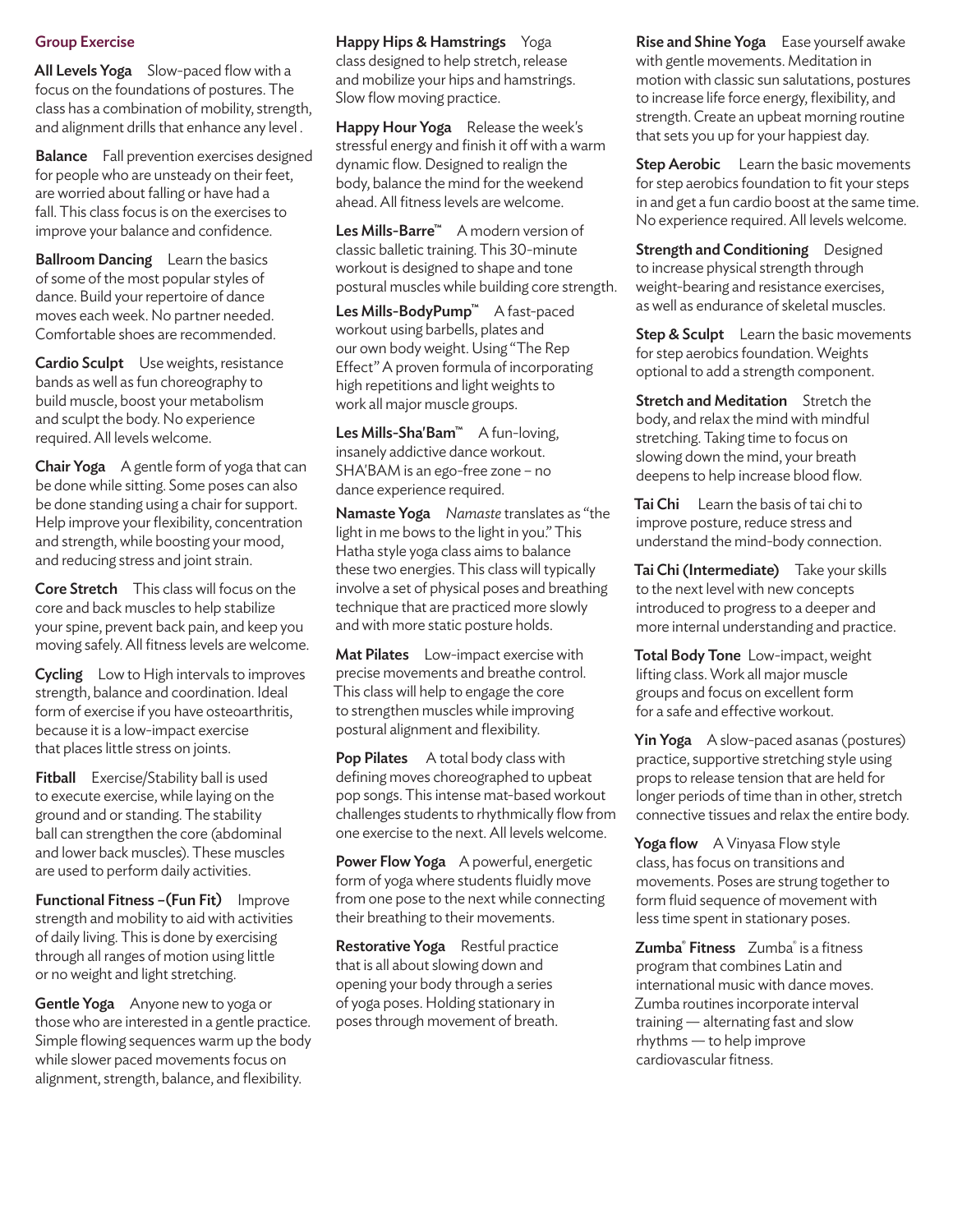## Group Exercise

**All Levels Yoga** Slow-paced flow with a focus on the foundations of postures. The class has a combination of mobility, strength, and alignment drills that enhance any level .

**Balance** Fall prevention exercises designed for people who are unsteady on their feet, are worried about falling or have had a fall. This class focus is on the exercises to improve your balance and confidence.

**Ballroom Dancing** Learn the basics of some of the most popular styles of dance. Build your repertoire of dance moves each week. No partner needed. Comfortable shoes are recommended.

**Cardio Sculpt** Use weights, resistance bands as well as fun choreography to build muscle, boost your metabolism and sculpt the body. No experience required. All levels welcome.

**Chair Yoga** A gentle form of yoga that can be done while sitting. Some poses can also be done standing using a chair for support. Help improve your flexibility, concentration and strength, while boosting your mood, and reducing stress and joint strain.

**Core Stretch** This class will focus on the core and back muscles to help stabilize your spine, prevent back pain, and keep you moving safely. All fitness levels are welcome.

**Cycling** Low to High intervals to improves strength, balance and coordination. Ideal form of exercise if you have osteoarthritis, because it is a low-impact exercise that places little stress on joints.

**Fitball** Exercise/Stability ball is used to execute exercise, while laying on the ground and or standing. The stability ball can strengthen the core (abdominal and lower back muscles). These muscles are used to perform daily activities.

**Functional Fitness –(Fun Fit)** Improve strength and mobility to aid with activities of daily living. This is done by exercising through all ranges of motion using little or no weight and light stretching.

**Gentle Yoga** Anyone new to yoga or those who are interested in a gentle practice. Simple flowing sequences warm up the body while slower paced movements focus on alignment, strength, balance, and flexibility.

**Happy Hips & Hamstrings** Yoga class designed to help stretch, release and mobilize your hips and hamstrings. Slow flow moving practice.

**Happy Hour Yoga** Release the week's stressful energy and finish it off with a warm dynamic flow. Designed to realign the body, balance the mind for the weekend ahead. All fitness levels are welcome.

**Les Mills-Barre™** A modern version of classic balletic training. This 30-minute workout is designed to shape and tone postural muscles while building core strength.

**Les Mills-BodyPump™** A fast-paced workout using barbells, plates and our own body weight. Using "The Rep Effect" A proven formula of incorporating high repetitions and light weights to work all major muscle groups.

**Les Mills-Sha'Bam™** A fun-loving, insanely addictive dance workout. SHA'BAM is an ego-free zone – no dance experience required.

**Namaste Yoga** *Namaste* translates as "the light in me bows to the light in you." This Hatha style yoga class aims to balance these two energies. This class will typically involve a set of physical poses and breathing technique that are practiced more slowly and with more static posture holds.

**Mat Pilates** Low-impact exercise with precise movements and breathe control. This class will help to engage the core to strengthen muscles while improving postural alignment and flexibility.

**Pop Pilates** A total body class with defining moves choreographed to upbeat pop songs. This intense mat-based workout challenges students to rhythmically flow from one exercise to the next. All levels welcome.

**Power Flow Yoga** A powerful, energetic form of yoga where students fluidly move from one pose to the next while connecting their breathing to their movements.

**Restorative Yoga** Restful practice that is all about slowing down and opening your body through a series of yoga poses. Holding stationary in poses through movement of breath.

**Rise and Shine Yoga** Ease yourself awake with gentle movements. Meditation in motion with classic sun salutations, postures to increase life force energy, flexibility, and strength. Create an upbeat morning routine that sets you up for your happiest day.

**Step Aerobic** Learn the basic movements for step aerobics foundation to fit your steps in and get a fun cardio boost at the same time. No experience required. All levels welcome.

**Strength and Conditioning** Designed to increase physical strength through weight-bearing and resistance exercises, as well as endurance of skeletal muscles.

**Step & Sculpt** Learn the basic movements for step aerobics foundation. Weights optional to add a strength component.

**Stretch and Meditation** Stretch the body, and relax the mind with mindful stretching. Taking time to focus on slowing down the mind, your breath deepens to help increase blood flow.

**Tai Chi** Learn the basis of tai chi to improve posture, reduce stress and understand the mind-body connection.

**Tai Chi (Intermediate)** Take your skills to the next level with new concepts introduced to progress to a deeper and more internal understanding and practice.

**Total Body Tone** Low-impact, weight lifting class. Work all major muscle groups and focus on excellent form for a safe and effective workout.

**Yin Yoga** A slow-paced asanas (postures) practice, supportive stretching style using props to release tension that are held for longer periods of time than in other, stretch connective tissues and relax the entire body.

**Yoga flow** A Vinyasa Flow style class, has focus on transitions and movements. Poses are strung together to form fluid sequence of movement with less time spent in stationary poses.

**Zumba® Fitness** Zumba® is a fitness program that combines Latin and international music with dance moves. Zumba routines incorporate interval training — alternating fast and slow rhythms — to help improve cardiovascular fitness.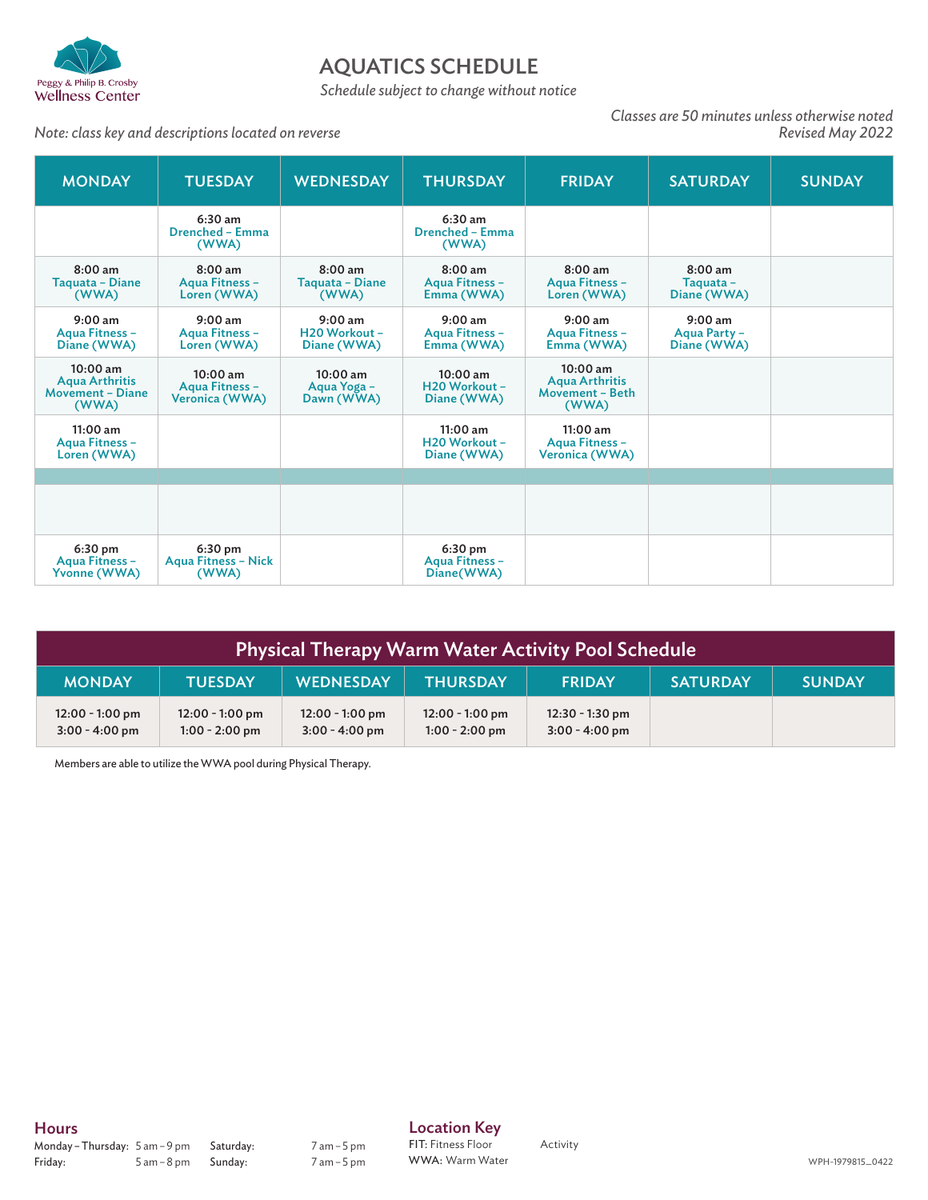Peggy & Philip B. Crosby Wellness Center

# AQUATICS SCHEDULE

*Schedule subject to change without notice*

*Note: class key and descriptions located on reverse*

*Classes are 50 minutes unless otherwise noted*
*Revised May 2022*

| MONDAY | TUESDAY | WEDNESDAY | THURSDAY | FRIDAY | SATURDAY | SUNDAY |
|---|---|---|---|---|---|---|
| | 6:30 am Drenched – Emma (WWA) | | 6:30 am Drenched – Emma (WWA) | | | |
| 8:00 am Taquata – Diane (WWA) | 8:00 am Aqua Fitness – Loren (WWA) | 8:00 am Taquata – Diane (WWA) | 8:00 am Aqua Fitness – Emma (WWA) | 8:00 am Aqua Fitness – Loren (WWA) | 8:00 am Taquata – Diane (WWA) | |
| 9:00 am Aqua Fitness – Diane (WWA) | 9:00 am Aqua Fitness – Loren (WWA) | 9:00 am H20 Workout – Diane (WWA) | 9:00 am Aqua Fitness – Emma (WWA) | 9:00 am Aqua Fitness – Emma (WWA) | 9:00 am Aqua Party – Diane (WWA) | |
| 10:00 am Aqua Arthritis Movement – Diane (WWA) | 10:00 am Aqua Fitness – Veronica (WWA) | 10:00 am Aqua Yoga – Dawn (WWA) | 10:00 am H20 Workout – Diane (WWA) | 10:00 am Aqua Arthritis Movement – Beth (WWA) | | |
| 11:00 am Aqua Fitness – Loren (WWA) | | | 11:00 am H20 Workout – Diane (WWA) | 11:00 am Aqua Fitness – Veronica (WWA) | | |
| | | | | | | |
| | | | | | | |
| 6:30 pm Aqua Fitness – Yvonne (WWA) | 6:30 pm Aqua Fitness – Nick (WWA) | | 6:30 pm Aqua Fitness – Diane(WWA) | | | |

## Physical Therapy Warm Water Activity Pool Schedule

| MONDAY | TUESDAY | WEDNESDAY | THURSDAY | FRIDAY | SATURDAY | SUNDAY |
|---|---|---|---|---|---|---|
| 12:00 - 1:00 pm<br>3:00 - 4:00 pm | 12:00 - 1:00 pm<br>1:00 - 2:00 pm | 12:00 - 1:00 pm<br>3:00 - 4:00 pm | 12:00 - 1:00 pm<br>1:00 - 2:00 pm | 12:30 - 1:30 pm<br>3:00 - 4:00 pm | | |

Members are able to utilize the WWA pool during Physical Therapy.

## Hours

| | | | |
|---|---|---|---|
| Monday – Thursday: | 5 am – 9 pm | Saturday: | 7 am – 5 pm |
| Friday: | 5 am – 8 pm | Sunday: | 7 am – 5 pm |

## Location Key

FIT: Fitness Floor | Activity
WWA: Warm Water

WPH-1979815_0422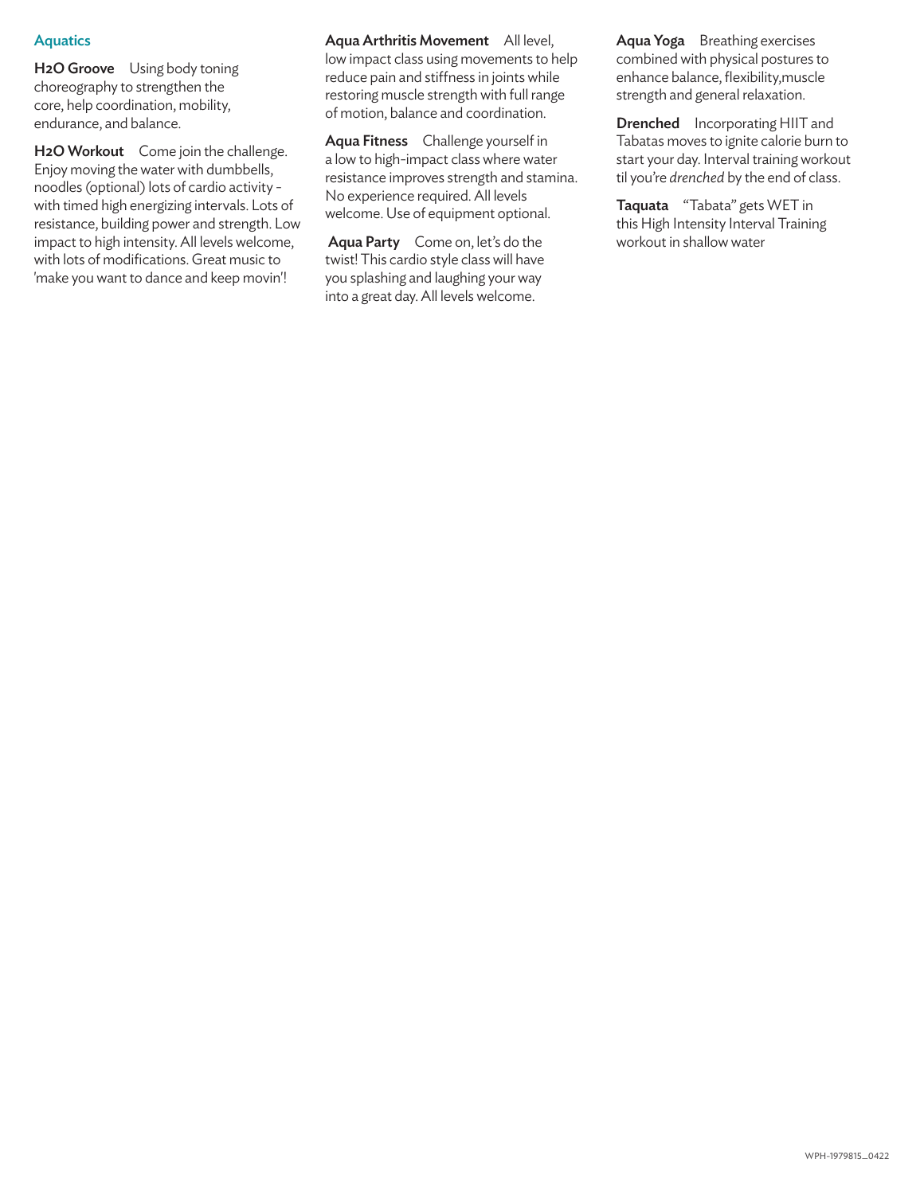## Aquatics

**H2O Groove** Using body toning choreography to strengthen the core, help coordination, mobility, endurance, and balance.

**H2O Workout** Come join the challenge. Enjoy moving the water with dumbbells, noodles (optional) lots of cardio activity - with timed high energizing intervals. Lots of resistance, building power and strength. Low impact to high intensity. All levels welcome, with lots of modifications. Great music to 'make you want to dance and keep movin'!

**Aqua Arthritis Movement** All level, low impact class using movements to help reduce pain and stiffness in joints while restoring muscle strength with full range of motion, balance and coordination.

**Aqua Fitness** Challenge yourself in a low to high-impact class where water resistance improves strength and stamina. No experience required. All levels welcome. Use of equipment optional.

**Aqua Party** Come on, let's do the twist! This cardio style class will have you splashing and laughing your way into a great day. All levels welcome.

**Aqua Yoga** Breathing exercises combined with physical postures to enhance balance, flexibility,muscle strength and general relaxation.

**Drenched** Incorporating HIIT and Tabatas moves to ignite calorie burn to start your day. Interval training workout til you're *drenched* by the end of class.

**Taquata** "Tabata" gets WET in this High Intensity Interval Training workout in shallow water

WPH-1979815_0422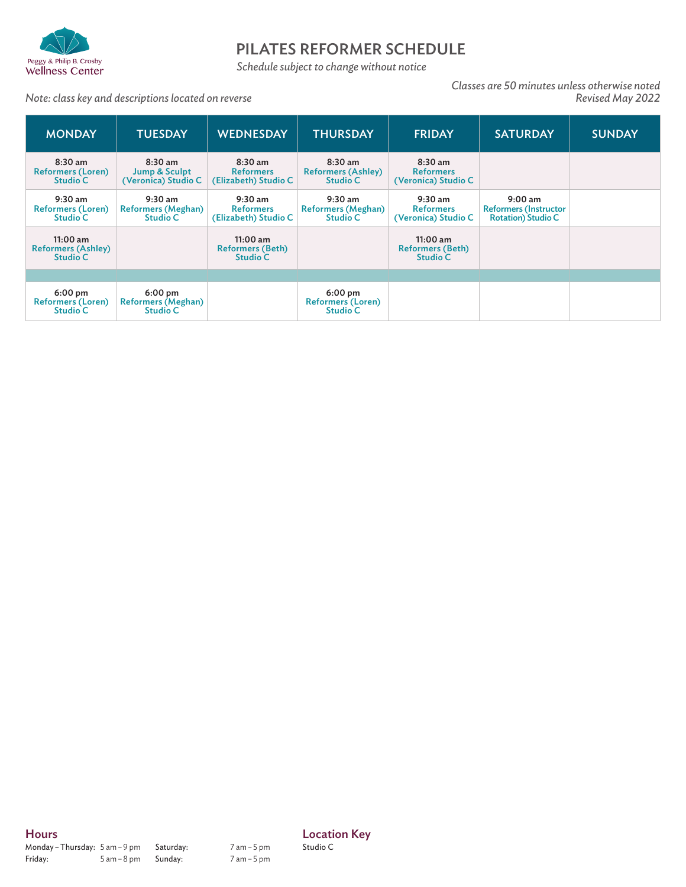Peggy & Philip B. Crosby Wellness Center

# PILATES REFORMER SCHEDULE

*Schedule subject to change without notice*

*Note: class key and descriptions located on reverse*

*Classes are 50 minutes unless otherwise noted*
*Revised May 2022*

| MONDAY | TUESDAY | WEDNESDAY | THURSDAY | FRIDAY | SATURDAY | SUNDAY |
|---|---|---|---|---|---|---|
| 8:30 am Reformers (Loren) Studio C | 8:30 am Jump & Sculpt (Veronica) Studio C | 8:30 am Reformers (Elizabeth) Studio C | 8:30 am Reformers (Ashley) Studio C | 8:30 am Reformers (Veronica) Studio C | | |
| 9:30 am Reformers (Loren) Studio C | 9:30 am Reformers (Meghan) Studio C | 9:30 am Reformers (Elizabeth) Studio C | 9:30 am Reformers (Meghan) Studio C | 9:30 am Reformers (Veronica) Studio C | 9:00 am Reformers (Instructor Rotation) Studio C | |
| 11:00 am Reformers (Ashley) Studio C | | 11:00 am Reformers (Beth) Studio C | | 11:00 am Reformers (Beth) Studio C | | |
| | | | | | | |
| 6:00 pm Reformers (Loren) Studio C | 6:00 pm Reformers (Meghan) Studio C | | 6:00 pm Reformers (Loren) Studio C | | | |

## Hours

| | | | |
|---|---|---|---|
| Monday – Thursday: | 5 am – 9 pm | Saturday: | 7 am – 5 pm |
| Friday: | 5 am – 8 pm | Sunday: | 7 am – 5 pm |

## Location Key

Studio C